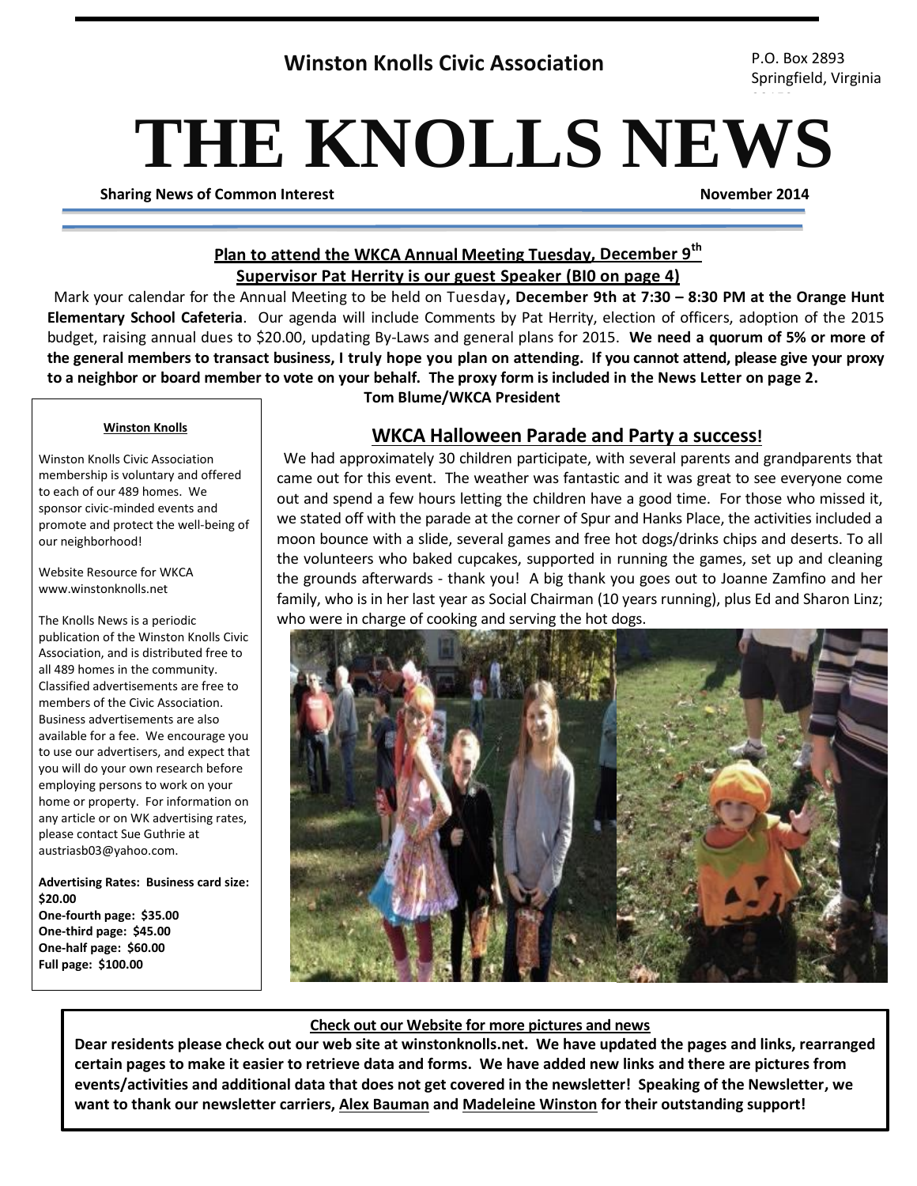**Winston Knolls Civic Association**

P.O. Box 2893
Springfield, Virginia

# THE KNOLLS NEWS

**Sharing News of Common Interest** **November 2014**

## Plan to attend the WKCA Annual Meeting Tuesday, December 9th
### Supervisor Pat Herrity is our guest Speaker (BI0 on page 4)

Mark your calendar for the Annual Meeting to be held on Tuesday**, December 9th at 7:30 – 8:30 PM at the Orange Hunt Elementary School Cafeteria**. Our agenda will include Comments by Pat Herrity, election of officers, adoption of the 2015 budget, raising annual dues to $20.00, updating By-Laws and general plans for 2015. **We need a quorum of 5% or more of the general members to transact business, I truly hope you plan on attending. If you cannot attend, please give your proxy to a neighbor or board member to vote on your behalf. The proxy form is included in the News Letter on page 2.**

**Tom Blume/WKCA President**

**Winston Knolls**

Winston Knolls Civic Association membership is voluntary and offered to each of our 489 homes. We sponsor civic-minded events and promote and protect the well-being of our neighborhood!

Website Resource for WKCA
www.winstonknolls.net

The Knolls News is a periodic publication of the Winston Knolls Civic Association, and is distributed free to all 489 homes in the community. Classified advertisements are free to members of the Civic Association. Business advertisements are also available for a fee. We encourage you to use our advertisers, and expect that you will do your own research before employing persons to work on your home or property. For information on any article or on WK advertising rates, please contact Sue Guthrie at austriasb03@yahoo.com.

**Advertising Rates: Business card size: $20.00**
**One-fourth page: $35.00**
**One-third page: $45.00**
**One-half page: $60.00**
**Full page: $100.00**

## WKCA Halloween Parade and Party a success!

We had approximately 30 children participate, with several parents and grandparents that came out for this event. The weather was fantastic and it was great to see everyone come out and spend a few hours letting the children have a good time. For those who missed it, we stated off with the parade at the corner of Spur and Hanks Place, the activities included a moon bounce with a slide, several games and free hot dogs/drinks chips and deserts. To all the volunteers who baked cupcakes, supported in running the games, set up and cleaning the grounds afterwards - thank you! A big thank you goes out to Joanne Zamfino and her family, who is in her last year as Social Chairman (10 years running), plus Ed and Sharon Linz; who were in charge of cooking and serving the hot dogs.

**Check out our Website for more pictures and news**

**Dear residents please check out our web site at winstonknolls.net. We have updated the pages and links, rearranged certain pages to make it easier to retrieve data and forms. We have added new links and there are pictures from events/activities and additional data that does not get covered in the newsletter! Speaking of the Newsletter, we want to thank our newsletter carriers, Alex Bauman and Madeleine Winston for their outstanding support!**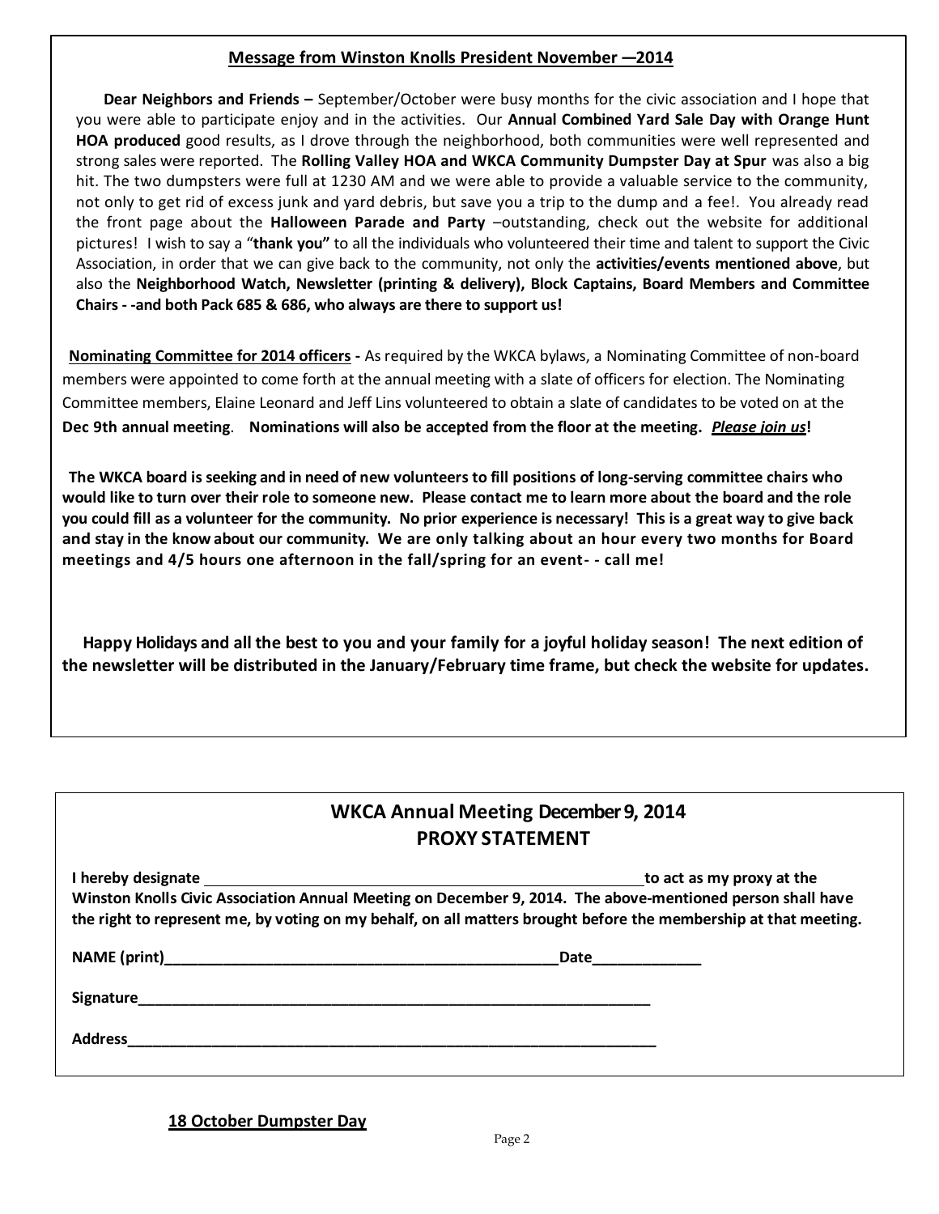## Message from Winston Knolls President November —2014

**Dear Neighbors and Friends –** September/October were busy months for the civic association and I hope that you were able to participate enjoy and in the activities. Our **Annual Combined Yard Sale Day with Orange Hunt HOA produced** good results, as I drove through the neighborhood, both communities were well represented and strong sales were reported. The **Rolling Valley HOA and WKCA Community Dumpster Day at Spur** was also a big hit. The two dumpsters were full at 1230 AM and we were able to provide a valuable service to the community, not only to get rid of excess junk and yard debris, but save you a trip to the dump and a fee!. You already read the front page about the **Halloween Parade and Party** –outstanding, check out the website for additional pictures! I wish to say a "**thank you"** to all the individuals who volunteered their time and talent to support the Civic Association, in order that we can give back to the community, not only the **activities/events mentioned above**, but also the **Neighborhood Watch, Newsletter (printing & delivery), Block Captains, Board Members and Committee Chairs - -and both Pack 685 & 686, who always are there to support us!**

**Nominating Committee for 2014 officers -** As required by the WKCA bylaws, a Nominating Committee of non-board members were appointed to come forth at the annual meeting with a slate of officers for election. The Nominating Committee members, Elaine Leonard and Jeff Lins volunteered to obtain a slate of candidates to be voted on at the **Dec 9th annual meeting**. **Nominations will also be accepted from the floor at the meeting. *Please join us*!**

**The WKCA board is seeking and in need of new volunteers to fill positions of long-serving committee chairs who would like to turn over their role to someone new. Please contact me to learn more about the board and the role you could fill as a volunteer for the community. No prior experience is necessary! This is a great way to give back and stay in the know about our community. We are only talking about an hour every two months for Board meetings and 4/5 hours one afternoon in the fall/spring for an event- - call me!**

**Happy Holidays and all the best to you and your family for a joyful holiday season! The next edition of the newsletter will be distributed in the January/February time frame, but check the website for updates.**

## WKCA Annual Meeting December 9, 2014
## PROXY STATEMENT

**I hereby designate ______________________________________________________to act as my proxy at the Winston Knolls Civic Association Annual Meeting on December 9, 2014. The above-mentioned person shall have the right to represent me, by voting on my behalf, on all matters brought before the membership at that meeting.**

**NAME (print)_________________________________________________Date_____________**

**Signature_______________________________________________________________**

**Address_________________________________________________________________**

**18 October Dumpster Day**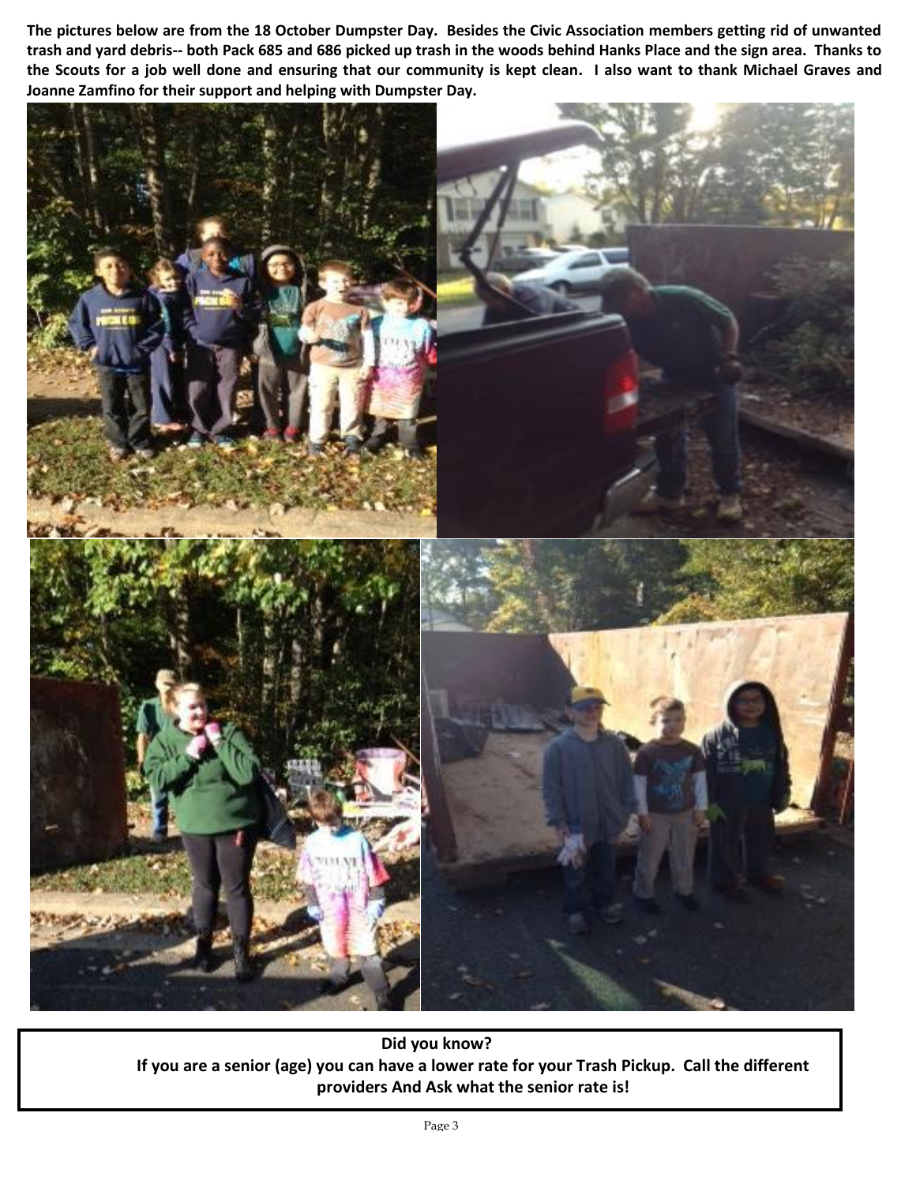**The pictures below are from the 18 October Dumpster Day. Besides the Civic Association members getting rid of unwanted trash and yard debris-- both Pack 685 and 686 picked up trash in the woods behind Hanks Place and the sign area. Thanks to the Scouts for a job well done and ensuring that our community is kept clean. I also want to thank Michael Graves and Joanne Zamfino for their support and helping with Dumpster Day.**

**Did you know?**

**If you are a senior (age) you can have a lower rate for your Trash Pickup. Call the different providers And Ask what the senior rate is!**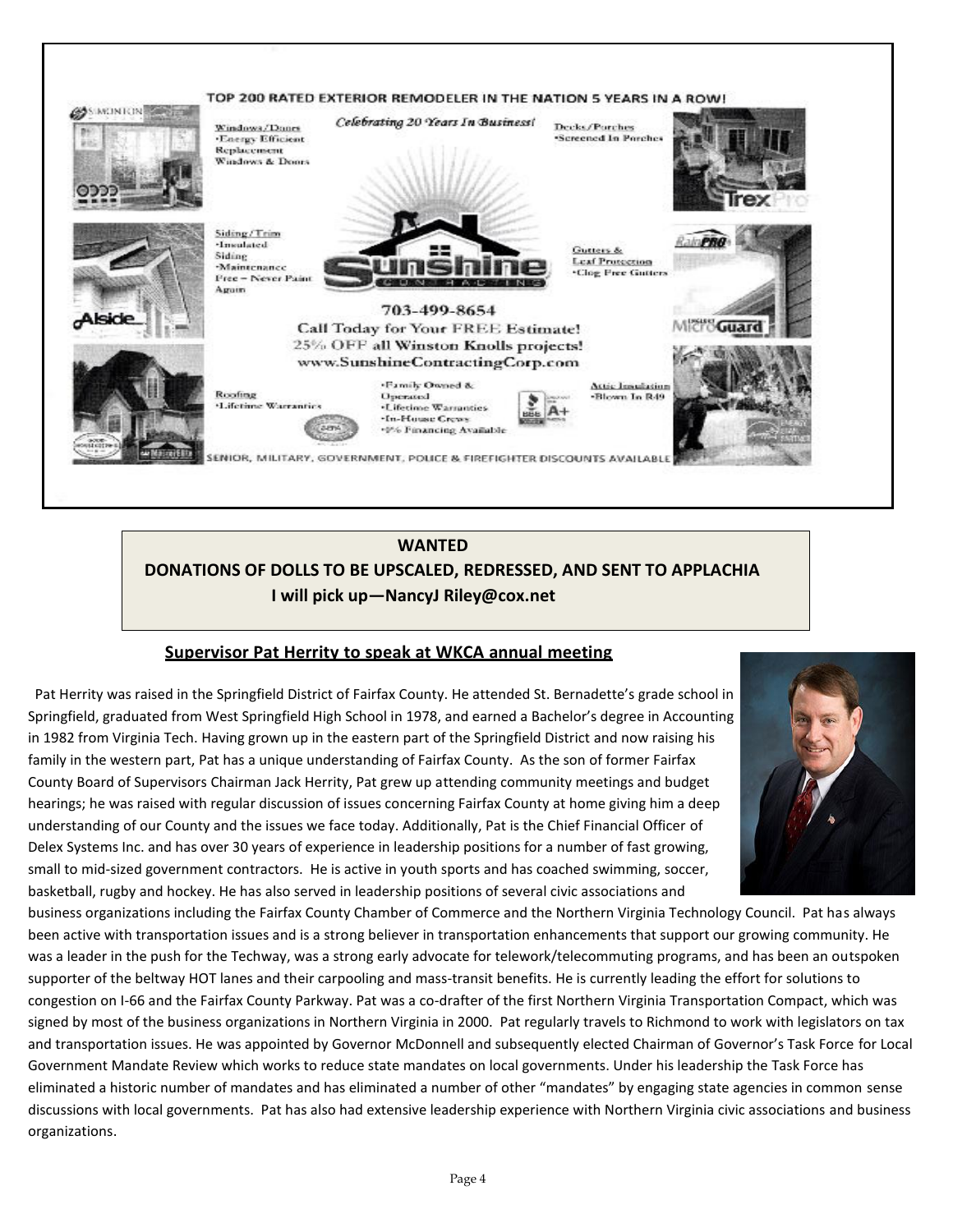TOP 200 RATED EXTERIOR REMODELER IN THE NATION 5 YEARS IN A ROW!

*Celebrating 20 Years In Business!*

Windows/Doors
•Energy Efficient Replacement Windows & Doors

Decks/Porches
•Screened In Porches

Siding/Trim
•Insulated Siding
•Maintenance Free – Never Paint Again

Gutters & Leaf Protection
•Clog Free Gutters

**Sunshine Contracting**

703-499-8654

Call Today for Your FREE Estimate!

25% OFF all Winston Knolls projects!

www.SunshineContractingCorp.com

Roofing
•Lifetime Warranties

•Family Owned & Operated
•Lifetime Warranties
•In-House Crews
•0% Financing Available

Attic Insulation
•Blown In R49

SENIOR, MILITARY, GOVERNMENT, POLICE & FIREFIGHTER DISCOUNTS AVAILABLE

**WANTED**

**DONATIONS OF DOLLS TO BE UPSCALED, REDRESSED, AND SENT TO APPLACHIA**

**I will pick up—NancyJ Riley@cox.net**

## Supervisor Pat Herrity to speak at WKCA annual meeting

Pat Herrity was raised in the Springfield District of Fairfax County. He attended St. Bernadette's grade school in Springfield, graduated from West Springfield High School in 1978, and earned a Bachelor's degree in Accounting in 1982 from Virginia Tech. Having grown up in the eastern part of the Springfield District and now raising his family in the western part, Pat has a unique understanding of Fairfax County. As the son of former Fairfax County Board of Supervisors Chairman Jack Herrity, Pat grew up attending community meetings and budget hearings; he was raised with regular discussion of issues concerning Fairfax County at home giving him a deep understanding of our County and the issues we face today. Additionally, Pat is the Chief Financial Officer of Delex Systems Inc. and has over 30 years of experience in leadership positions for a number of fast growing, small to mid-sized government contractors. He is active in youth sports and has coached swimming, soccer, basketball, rugby and hockey. He has also served in leadership positions of several civic associations and business organizations including the Fairfax County Chamber of Commerce and the Northern Virginia Technology Council. Pat has always been active with transportation issues and is a strong believer in transportation enhancements that support our growing community. He was a leader in the push for the Techway, was a strong early advocate for telework/telecommuting programs, and has been an outspoken supporter of the beltway HOT lanes and their carpooling and mass-transit benefits. He is currently leading the effort for solutions to congestion on I-66 and the Fairfax County Parkway. Pat was a co-drafter of the first Northern Virginia Transportation Compact, which was signed by most of the business organizations in Northern Virginia in 2000. Pat regularly travels to Richmond to work with legislators on tax and transportation issues. He was appointed by Governor McDonnell and subsequently elected Chairman of Governor's Task Force for Local Government Mandate Review which works to reduce state mandates on local governments. Under his leadership the Task Force has eliminated a historic number of mandates and has eliminated a number of other "mandates" by engaging state agencies in common sense discussions with local governments. Pat has also had extensive leadership experience with Northern Virginia civic associations and business organizations.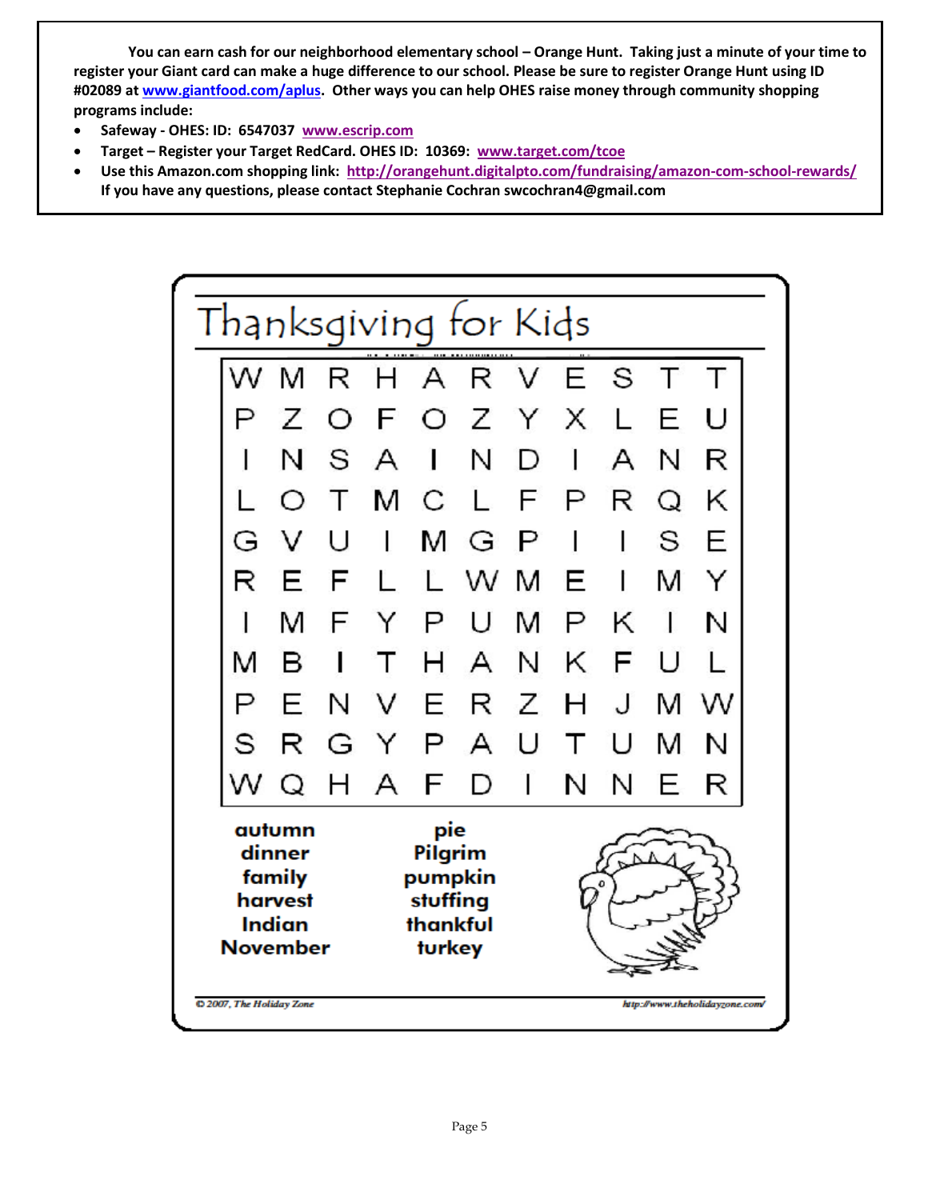**You can earn cash for our neighborhood elementary school – Orange Hunt. Taking just a minute of your time to register your Giant card can make a huge difference to our school. Please be sure to register Orange Hunt using ID #02089 at www.giantfood.com/aplus. Other ways you can help OHES raise money through community shopping programs include:**

- **Safeway - OHES: ID: 6547037 www.escrip.com**
- **Target – Register your Target RedCard. OHES ID: 10369: www.target.com/tcoe**
- **Use this Amazon.com shopping link: http://orangehunt.digitalpto.com/fundraising/amazon-com-school-rewards/**
  **If you have any questions, please contact Stephanie Cochran swcochran4@gmail.com**

# Thanksgiving for Kids

| | | | | | | | | | | |
|---|---|---|---|---|---|---|---|---|---|---|
| W | M | R | H | A | R | V | E | S | T | T |
| P | Z | O | F | O | Z | Y | X | L | E | U |
| I | N | S | A | I | N | D | I | A | N | R |
| L | O | T | M | C | L | F | P | R | Q | K |
| G | V | U | I | M | G | P | I | I | S | E |
| R | E | F | L | L | W | M | E | I | M | Y |
| I | M | F | Y | P | U | M | P | K | I | N |
| M | B | I | T | H | A | N | K | F | U | L |
| P | E | N | V | E | R | Z | H | J | M | W |
| S | R | G | Y | P | A | U | T | U | M | N |
| W | Q | H | A | F | D | I | N | N | E | R |

**autumn**
**dinner**
**family**
**harvest**
**Indian**
**November**

**pie**
**Pilgrim**
**pumpkin**
**stuffing**
**thankful**
**turkey**

*© 2007, The Holiday Zone* *http://www.theholidayzone.com/*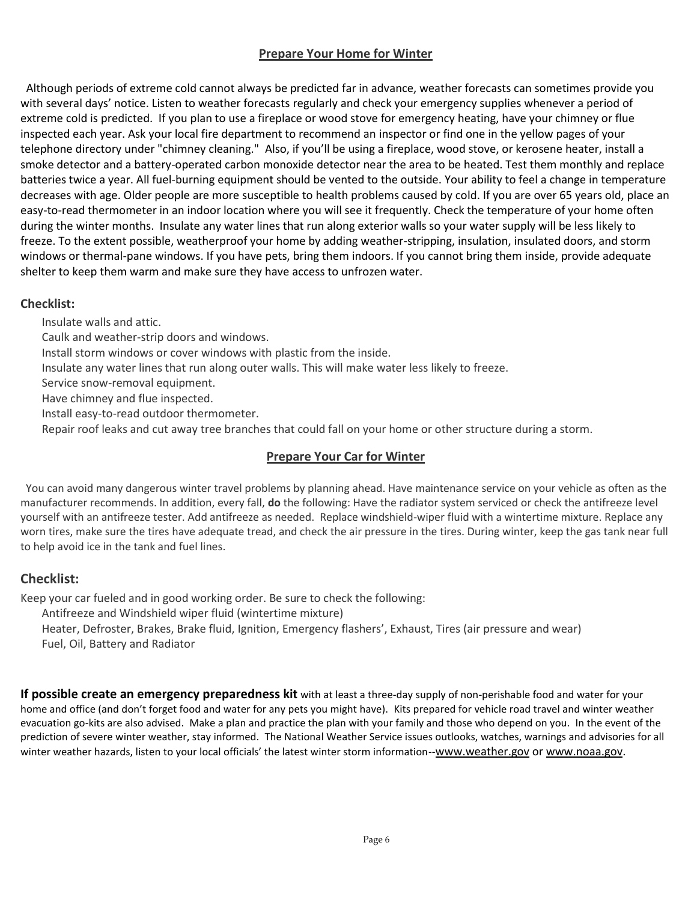## Prepare Your Home for Winter

Although periods of extreme cold cannot always be predicted far in advance, weather forecasts can sometimes provide you with several days' notice. Listen to weather forecasts regularly and check your emergency supplies whenever a period of extreme cold is predicted. If you plan to use a fireplace or wood stove for emergency heating, have your chimney or flue inspected each year. Ask your local fire department to recommend an inspector or find one in the yellow pages of your telephone directory under "chimney cleaning." Also, if you'll be using a fireplace, wood stove, or kerosene heater, install a smoke detector and a battery-operated carbon monoxide detector near the area to be heated. Test them monthly and replace batteries twice a year. All fuel-burning equipment should be vented to the outside. Your ability to feel a change in temperature decreases with age. Older people are more susceptible to health problems caused by cold. If you are over 65 years old, place an easy-to-read thermometer in an indoor location where you will see it frequently. Check the temperature of your home often during the winter months. Insulate any water lines that run along exterior walls so your water supply will be less likely to freeze. To the extent possible, weatherproof your home by adding weather-stripping, insulation, insulated doors, and storm windows or thermal-pane windows. If you have pets, bring them indoors. If you cannot bring them inside, provide adequate shelter to keep them warm and make sure they have access to unfrozen water.

### Checklist:

- Insulate walls and attic.
- Caulk and weather-strip doors and windows.
- Install storm windows or cover windows with plastic from the inside.
- Insulate any water lines that run along outer walls. This will make water less likely to freeze.
- Service snow-removal equipment.
- Have chimney and flue inspected.
- Install easy-to-read outdoor thermometer.
- Repair roof leaks and cut away tree branches that could fall on your home or other structure during a storm.

## Prepare Your Car for Winter

You can avoid many dangerous winter travel problems by planning ahead. Have maintenance service on your vehicle as often as the manufacturer recommends. In addition, every fall, **do** the following: Have the radiator system serviced or check the antifreeze level yourself with an antifreeze tester. Add antifreeze as needed. Replace windshield-wiper fluid with a wintertime mixture. Replace any worn tires, make sure the tires have adequate tread, and check the air pressure in the tires. During winter, keep the gas tank near full to help avoid ice in the tank and fuel lines.

### Checklist:

Keep your car fueled and in good working order. Be sure to check the following:

- Antifreeze and Windshield wiper fluid (wintertime mixture)
- Heater, Defroster, Brakes, Brake fluid, Ignition, Emergency flashers', Exhaust, Tires (air pressure and wear)
- Fuel, Oil, Battery and Radiator

**If possible create an emergency preparedness kit** with at least a three-day supply of non-perishable food and water for your home and office (and don't forget food and water for any pets you might have). Kits prepared for vehicle road travel and winter weather evacuation go-kits are also advised. Make a plan and practice the plan with your family and those who depend on you. In the event of the prediction of severe winter weather, stay informed. The National Weather Service issues outlooks, watches, warnings and advisories for all winter weather hazards, listen to your local officials' the latest winter storm information--www.weather.gov or www.noaa.gov.